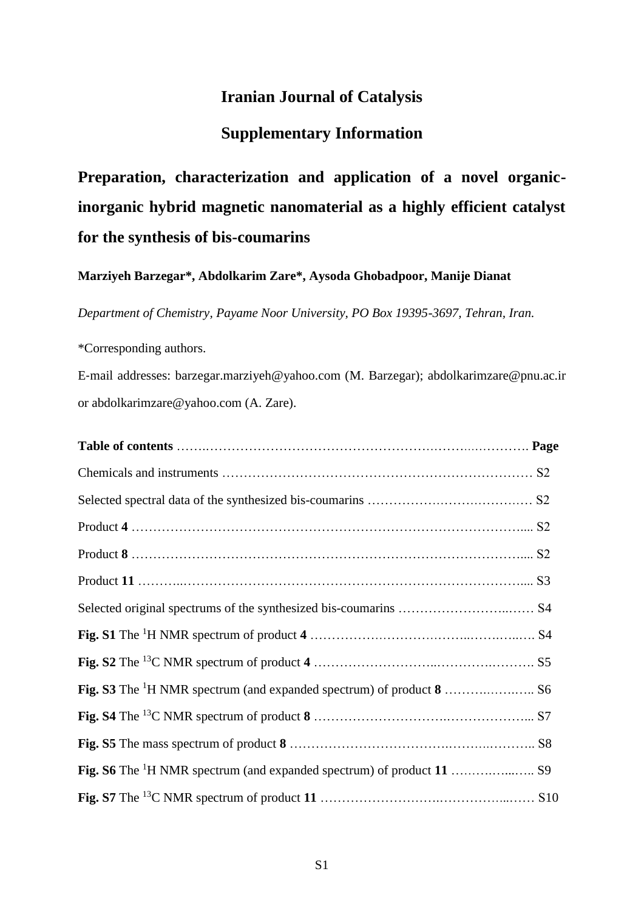# Iranian Journal of Catalysis

## Supplementary Information

# Preparation, characterization and application of a novel organic-inorganic hybrid magnetic nanomaterial as a highly efficient catalyst for the synthesis of bis-coumarins

**Marziyeh Barzegar\*, Abdolkarim Zare\*, Aysoda Ghobadpoor, Manije Dianat**

*Department of Chemistry, Payame Noor University, PO Box 19395-3697, Tehran, Iran.*

\*Corresponding authors.

E-mail addresses: barzegar.marziyeh@yahoo.com (M. Barzegar); abdolkarimzare@pnu.ac.ir or abdolkarimzare@yahoo.com (A. Zare).

**Table of contents** ……………………………………………………………………… **Page**

Chemicals and instruments ……………………………………………………………… S2

Selected spectral data of the synthesized bis-coumarins ………………………………… S2

Product **4** ……………………………………………………………………………… S2

Product **8** ……………………………………………………………………………… S2

Product **11** ……………………………………………………………………………… S3

Selected original spectrums of the synthesized bis-coumarins ………………………… S4

**Fig. S1** The $^{1}$H NMR spectrum of product **4** ……………………………………… S4

**Fig. S2** The $^{13}$C NMR spectrum of product **4** ……………………………………… S5

**Fig. S3** The $^{1}$H NMR spectrum (and expanded spectrum) of product **8** …………… S6

**Fig. S4** The $^{13}$C NMR spectrum of product **8** ……………………………………… S7

**Fig. S5** The mass spectrum of product **8** ……………………………………………… S8

**Fig. S6** The $^{1}$H NMR spectrum (and expanded spectrum) of product **11** …………… S9

**Fig. S7** The $^{13}$C NMR spectrum of product **11** ……………………………………… S10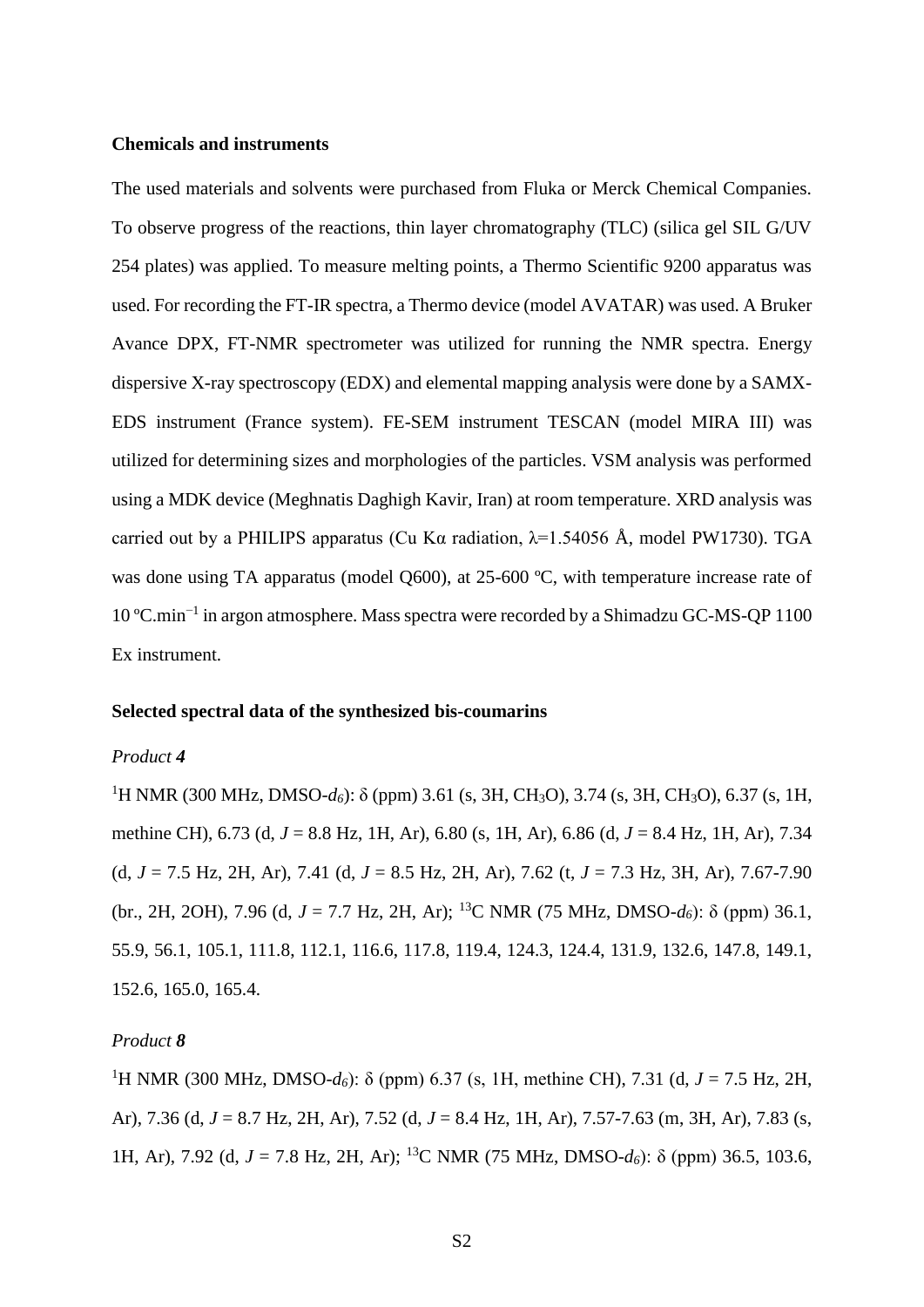**Chemicals and instruments**

The used materials and solvents were purchased from Fluka or Merck Chemical Companies. To observe progress of the reactions, thin layer chromatography (TLC) (silica gel SIL G/UV 254 plates) was applied. To measure melting points, a Thermo Scientific 9200 apparatus was used. For recording the FT-IR spectra, a Thermo device (model AVATAR) was used. A Bruker Avance DPX, FT-NMR spectrometer was utilized for running the NMR spectra. Energy dispersive X-ray spectroscopy (EDX) and elemental mapping analysis were done by a SAMX-EDS instrument (France system). FE-SEM instrument TESCAN (model MIRA III) was utilized for determining sizes and morphologies of the particles. VSM analysis was performed using a MDK device (Meghnatis Daghigh Kavir, Iran) at room temperature. XRD analysis was carried out by a PHILIPS apparatus (Cu Kα radiation, λ=1.54056 Å, model PW1730). TGA was done using TA apparatus (model Q600), at 25-600 ºC, with temperature increase rate of 10 ºC.min$^{-1}$ in argon atmosphere. Mass spectra were recorded by a Shimadzu GC-MS-QP 1100 Ex instrument.

**Selected spectral data of the synthesized bis-coumarins**

*Product **4***

$^{1}$H NMR (300 MHz, DMSO-$d_6$): δ (ppm) 3.61 (s, 3H, $CH_3O$), 3.74 (s, 3H, $CH_3O$), 6.37 (s, 1H, methine CH), 6.73 (d, *J* = 8.8 Hz, 1H, Ar), 6.80 (s, 1H, Ar), 6.86 (d, *J* = 8.4 Hz, 1H, Ar), 7.34 (d, *J* = 7.5 Hz, 2H, Ar), 7.41 (d, *J* = 8.5 Hz, 2H, Ar), 7.62 (t, *J* = 7.3 Hz, 3H, Ar), 7.67-7.90 (br., 2H, 2OH), 7.96 (d, *J* = 7.7 Hz, 2H, Ar); $^{13}$C NMR (75 MHz, DMSO-$d_6$): δ (ppm) 36.1, 55.9, 56.1, 105.1, 111.8, 112.1, 116.6, 117.8, 119.4, 124.3, 124.4, 131.9, 132.6, 147.8, 149.1, 152.6, 165.0, 165.4.

*Product **8***

$^{1}$H NMR (300 MHz, DMSO-$d_6$): δ (ppm) 6.37 (s, 1H, methine CH), 7.31 (d, *J* = 7.5 Hz, 2H, Ar), 7.36 (d, *J* = 8.7 Hz, 2H, Ar), 7.52 (d, *J* = 8.4 Hz, 1H, Ar), 7.57-7.63 (m, 3H, Ar), 7.83 (s, 1H, Ar), 7.92 (d, *J* = 7.8 Hz, 2H, Ar); $^{13}$C NMR (75 MHz, DMSO-$d_6$): δ (ppm) 36.5, 103.6,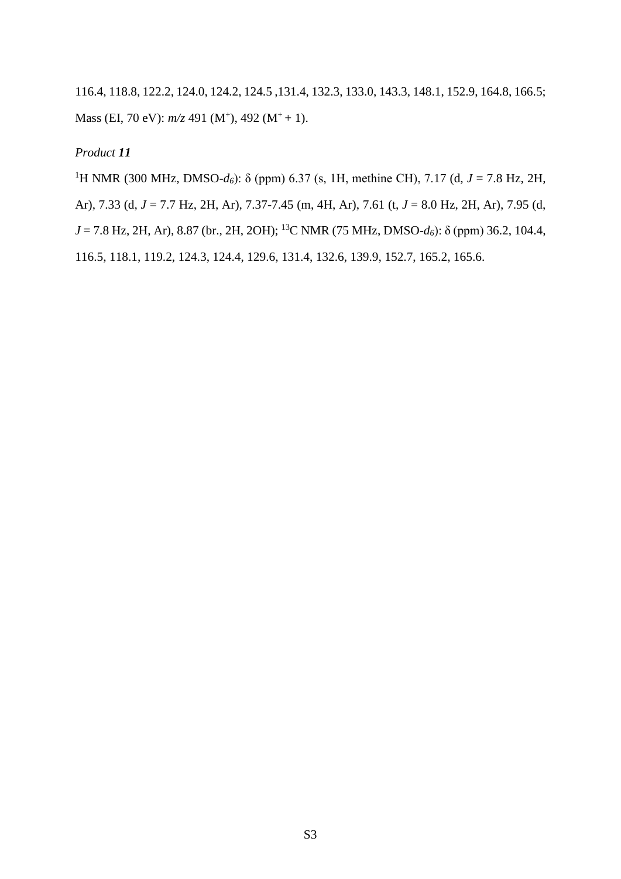116.4, 118.8, 122.2, 124.0, 124.2, 124.5 ,131.4, 132.3, 133.0, 143.3, 148.1, 152.9, 164.8, 166.5; Mass (EI, 70 eV): *m/z* 491 ($M^+$), 492 ($M^+ + 1$).

*Product* ***11***

$^1$H NMR (300 MHz, DMSO-$d_6$): δ (ppm) 6.37 (s, 1H, methine CH), 7.17 (d, *J* = 7.8 Hz, 2H, Ar), 7.33 (d, *J* = 7.7 Hz, 2H, Ar), 7.37-7.45 (m, 4H, Ar), 7.61 (t, *J* = 8.0 Hz, 2H, Ar), 7.95 (d, *J* = 7.8 Hz, 2H, Ar), 8.87 (br., 2H, 2OH); $^{13}$C NMR (75 MHz, DMSO-$d_6$): δ (ppm) 36.2, 104.4, 116.5, 118.1, 119.2, 124.3, 124.4, 129.6, 131.4, 132.6, 139.9, 152.7, 165.2, 165.6.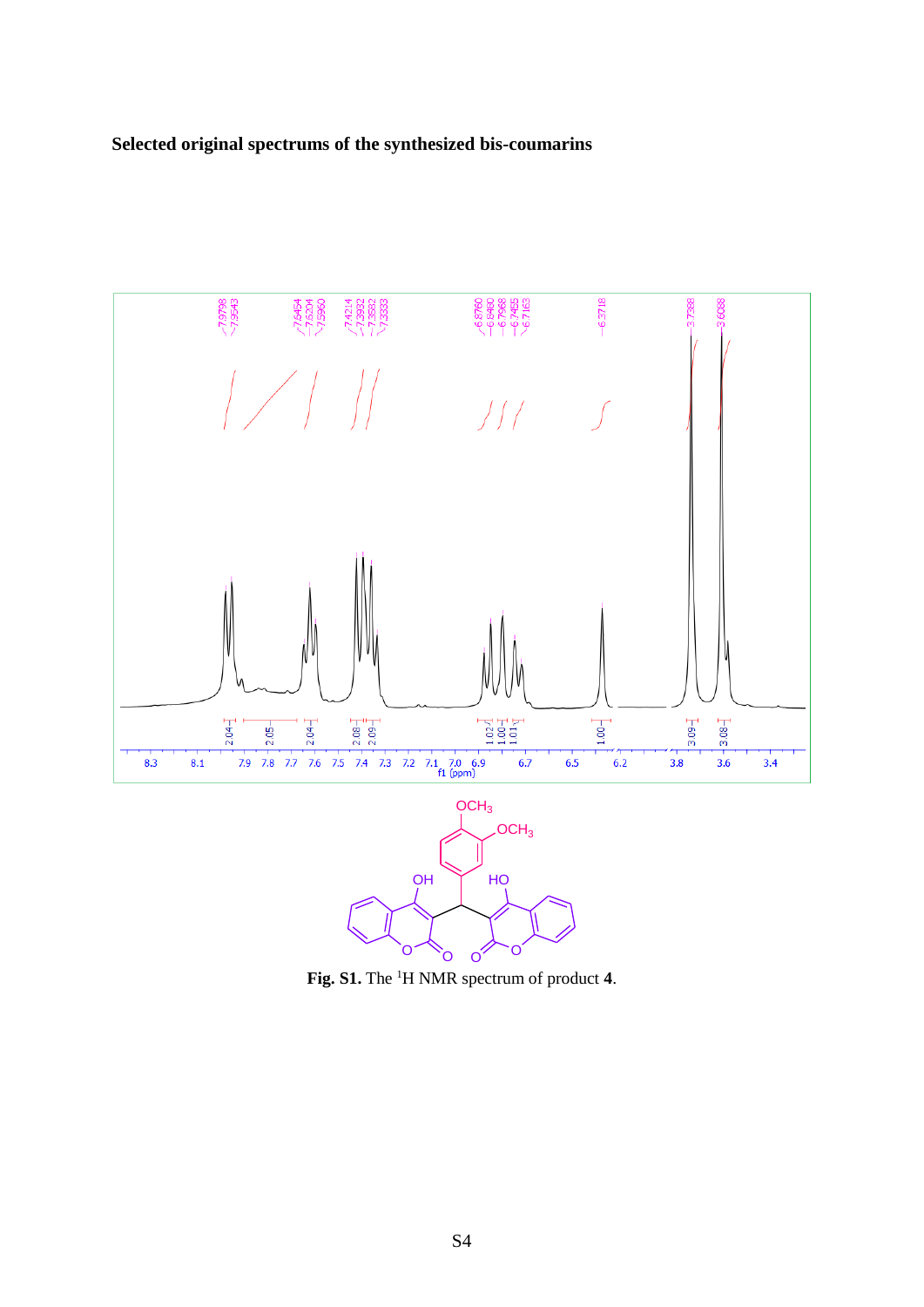**Selected original spectrums of the synthesized bis-coumarins**

7.9798
7.9543
7.5454
7.6204
7.5960
7.4214
7.3932
7.3582
7.3333
6.8760
6.8480
6.7968
6.7455
6.7163
6.3718
3.7388
3.6088

2.04
2.05
2.04
2.08
2.09
1.02
1.00
1.01
1.00
3.09
3.08

8.3 8.1 7.9 7.8 7.7 7.6 7.5 7.4 7.3 7.2 7.1 7.0 6.9 6.7 6.5 6.2 3.8 3.6 3.4
f1 (ppm)

OCH3
OCH3
OH
HO
O
O
O
O

**Fig. S1.** The [1]H NMR spectrum of product **4**.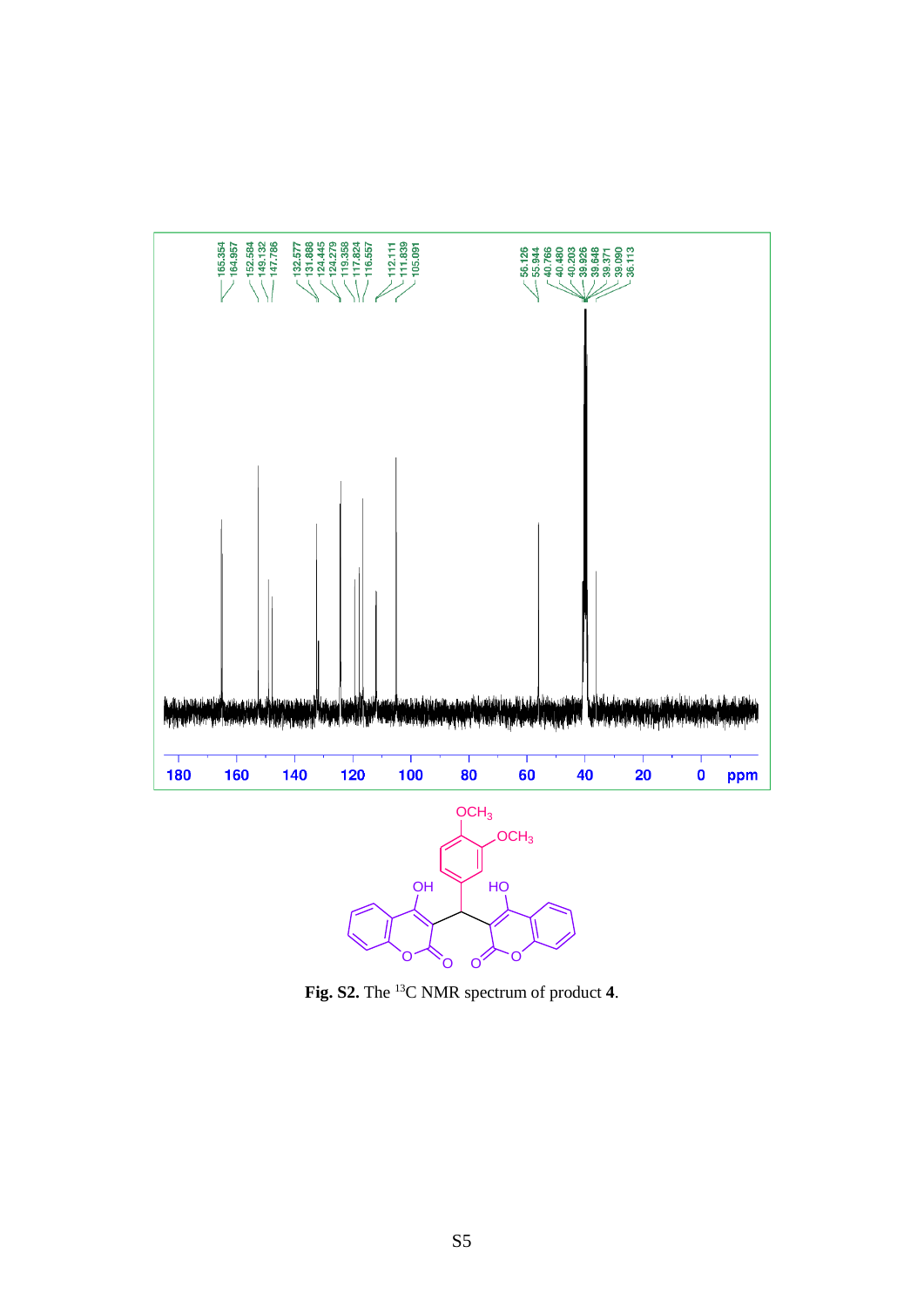165.354
164.957
152.584
149.132
147.786
132.577
131.888
124.445
124.279
119.358
117.824
116.557
112.111
111.839
105.091
56.126
55.944
40.766
40.480
40.203
39.926
39.648
39.371
39.090
38.113

180 160 140 120 100 80 60 40 20 0 ppm

$OCH_3$
$OCH_3$
OH
HO
O
O
O
O

**Fig. S2.** The $^{13}C$ NMR spectrum of product **4**.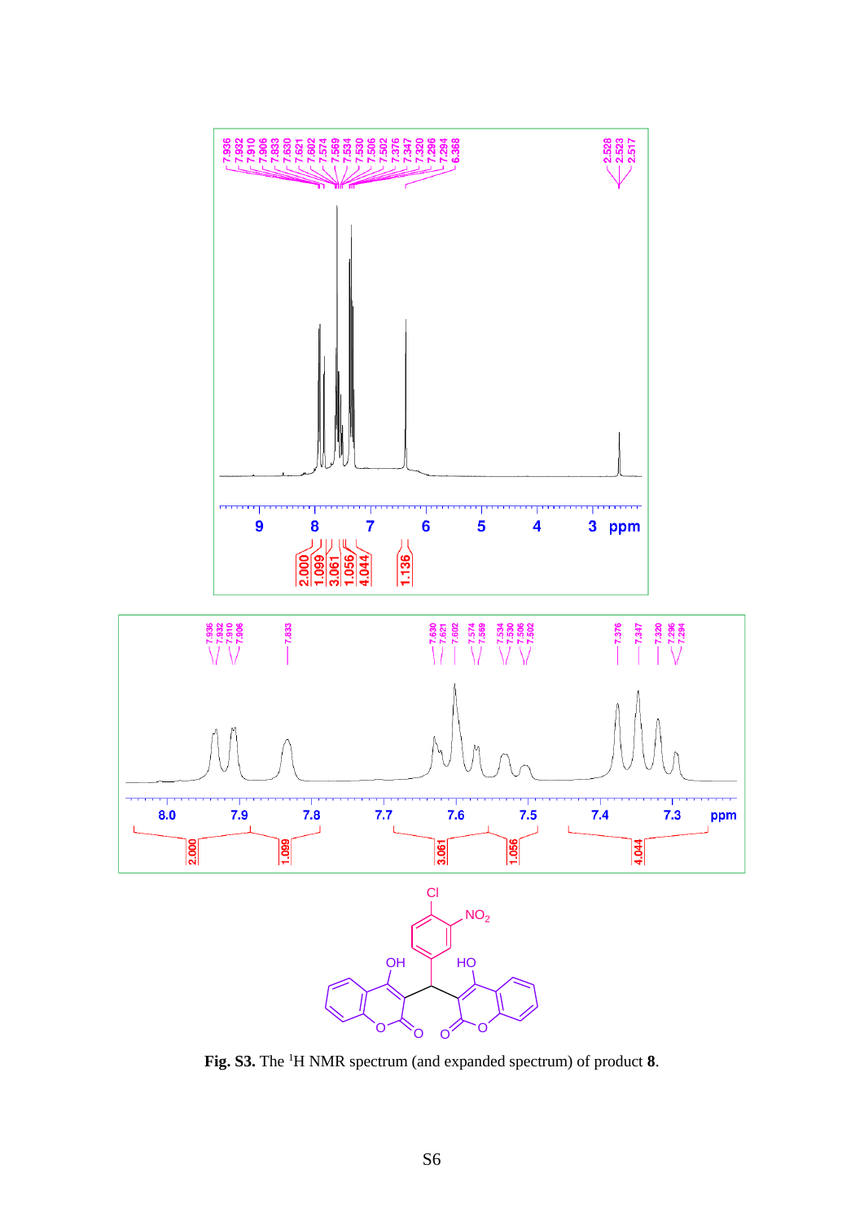7.936
7.932
7.910
7.906
7.833
7.630
7.621
7.602
7.574
7.569
7.534
7.530
7.506
7.502
7.376
7.347
7.320
7.296
7.294
6.368

2.528
2.523
2.517

9 8 7 6 5 4 3 ppm

2.000
1.099
3.061
1.056
4.044
1.136

7.936
7.932
7.910
7.906
7.833
7.630
7.621
7.602
7.574
7.569
7.534
7.530
7.506
7.502
7.376
7.347
7.320
7.296
7.294

8.0 7.9 7.8 7.7 7.6 7.5 7.4 7.3 ppm

2.000
1.099
3.061
1.056
4.044

Cl
$NO_2$
OH
HO
O
O
O
O

**Fig. S3.** The [1]H NMR spectrum (and expanded spectrum) of product **8**.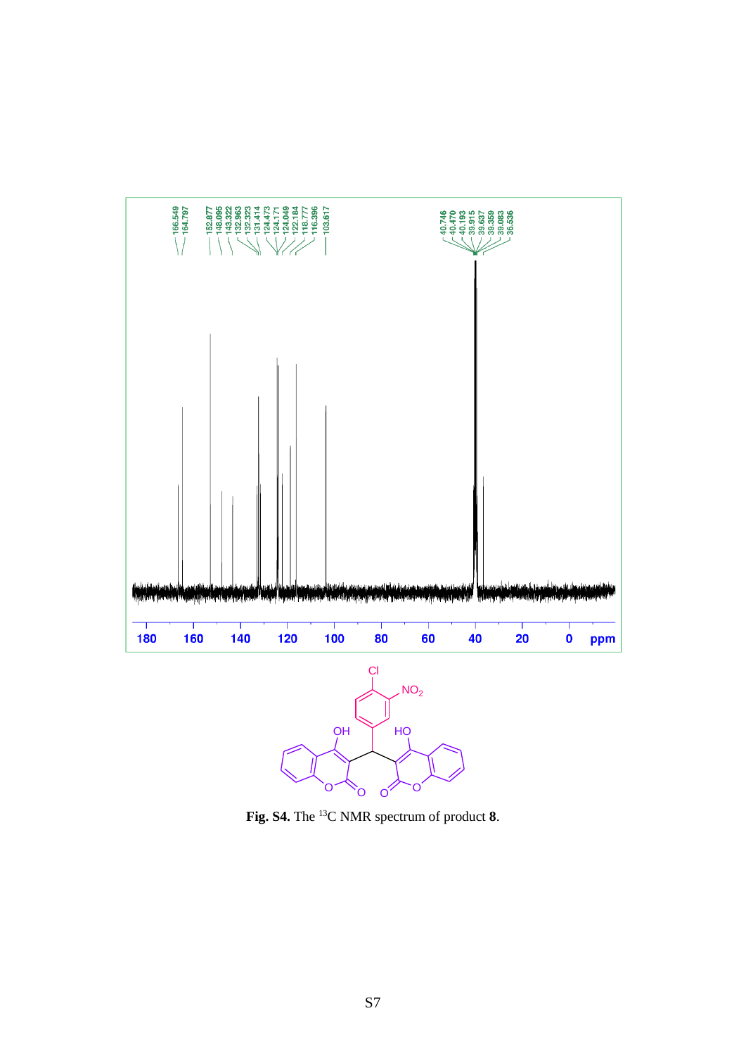166.549
164.797
152.877
148.095
143.322
132.963
132.323
131.414
124.473
124.171
124.049
121.784
118.777
116.396
103.617
40.746
40.470
40.193
39.915
39.637
39.359
39.083
36.536

180 160 140 120 100 80 60 40 20 0 ppm

Cl
$NO_2$
OH
HO
O
O
O
O

**Fig. S4.** The [13]C NMR spectrum of product **8**.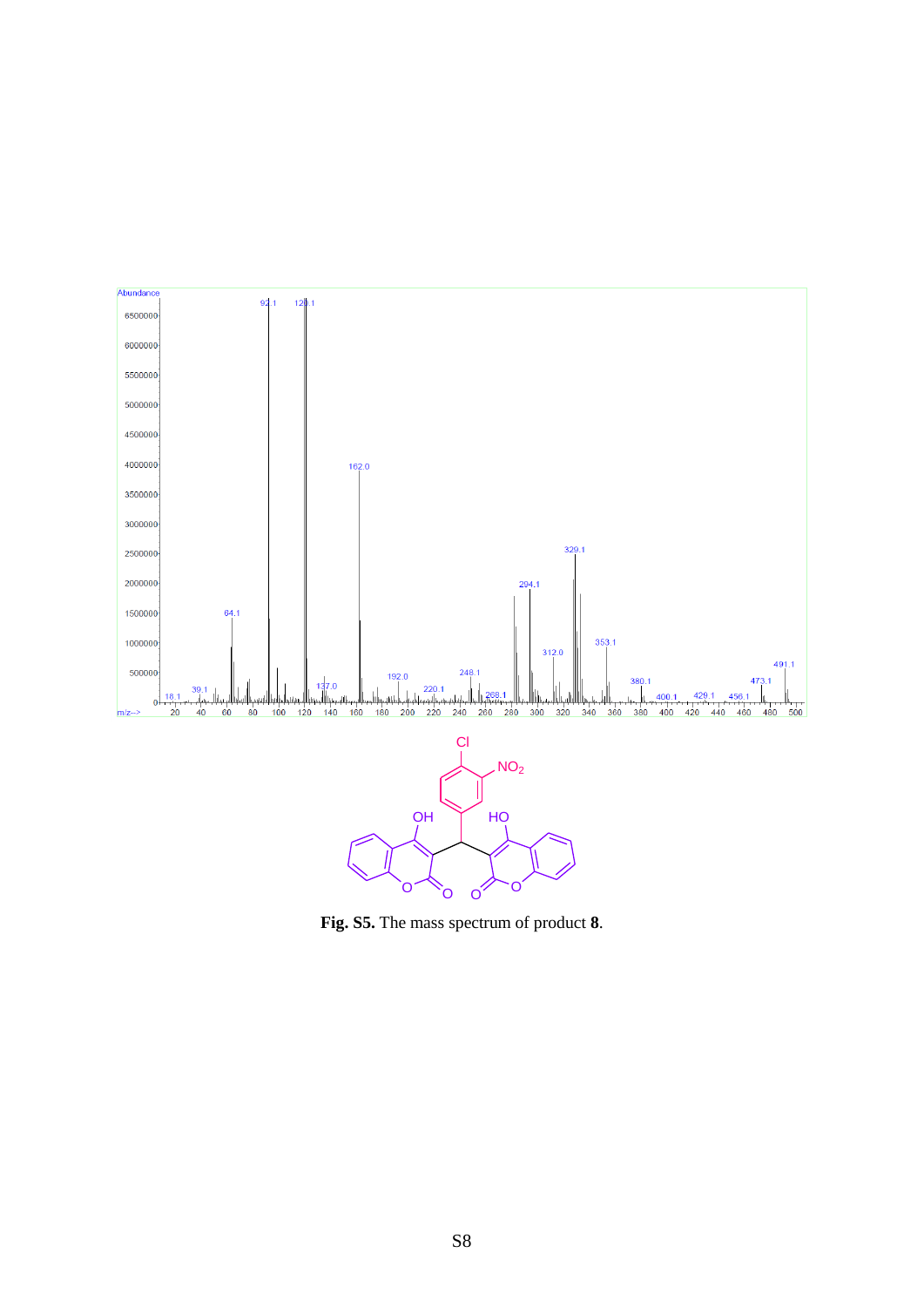Abundance

6500000
6000000
5500000
5000000
4500000
4000000
3500000
3000000
2500000
2000000
1500000
1000000
500000
0

m/z-->

20 40 60 80 100 120 140 160 180 200 220 240 260 280 300 320 340 360 380 400 420 440 460 480 500

18.1
39.1
64.1
92.1
120.1
137.0
162.0
192.0
220.1
248.1
268.1
294.1
312.0
329.1
353.1
380.1
400.1
429.1
456.1
473.1
491.1

Cl
$NO_2$
OH
HO
O
O
O
O

**Fig. S5.** The mass spectrum of product **8**.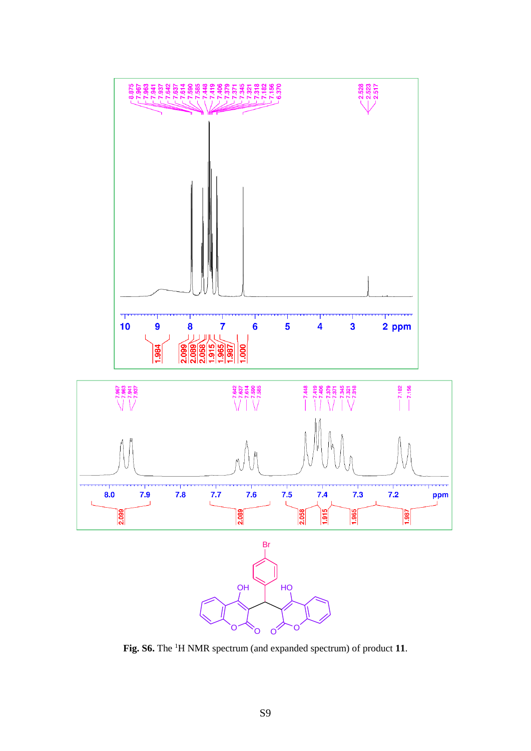8.875
7.967
7.963
7.941
7.937
7.642
7.637
7.614
7.590
7.585
7.448
7.419
7.406
7.379
7.371
7.345
7.321
7.318
7.182
7.156
6.370

2.528
2.523
2.517

10 9 8 7 6 5 4 3 2 ppm

1.984 2.099 2.089 2.058 1.915 1.965 1.987 1.000

7.967
7.963
7.941
7.937

7.642
7.637
7.614
7.590
7.585

7.448
7.419
7.406
7.379
7.371
7.345
7.321
7.318

7.182
7.156

8.0 7.9 7.8 7.7 7.6 7.5 7.4 7.3 7.2 ppm

2.099 2.089 2.058 1.915 1.965 1.987

Br

OH HO

O O O O

**Fig. S6.** The [1]H NMR spectrum (and expanded spectrum) of product **11**.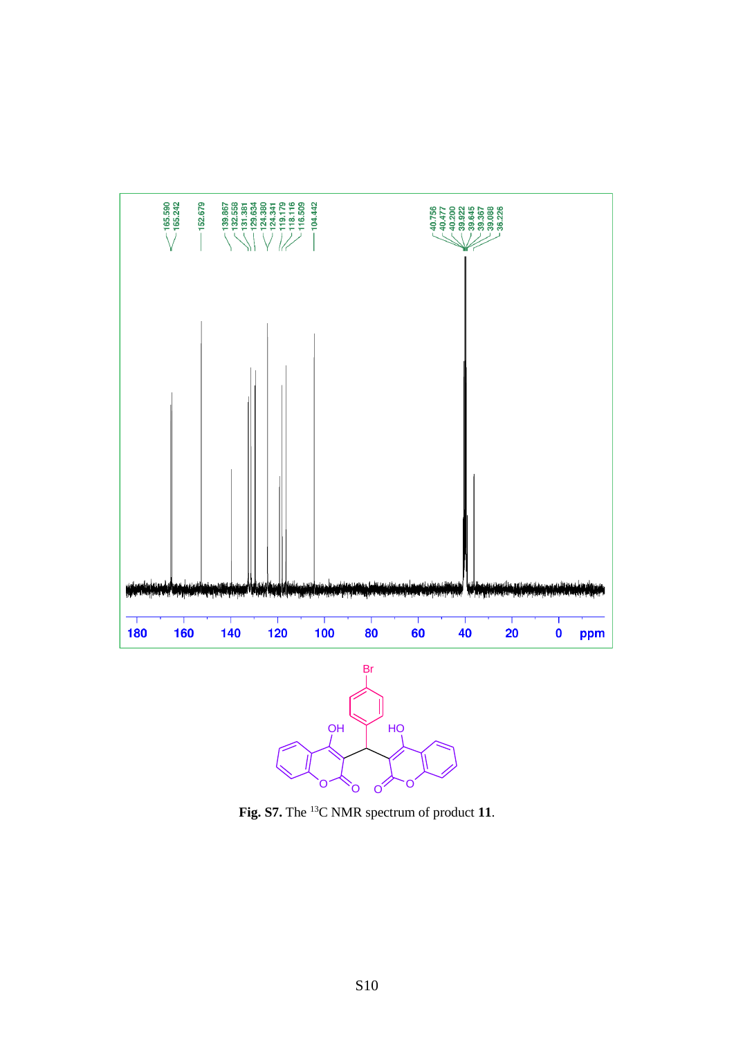165.590
165.242
152.679
139.867
132.558
131.381
129.634
124.380
124.341
119.179
118.116
116.509
104.442
40.756
40.477
40.200
39.922
39.645
39.367
39.088
36.226

180 160 140 120 100 80 60 40 20 0 ppm

Br

OH

HO

O

O

O

O

**Fig. S7.** The $^{13}C$ NMR spectrum of product **11**.